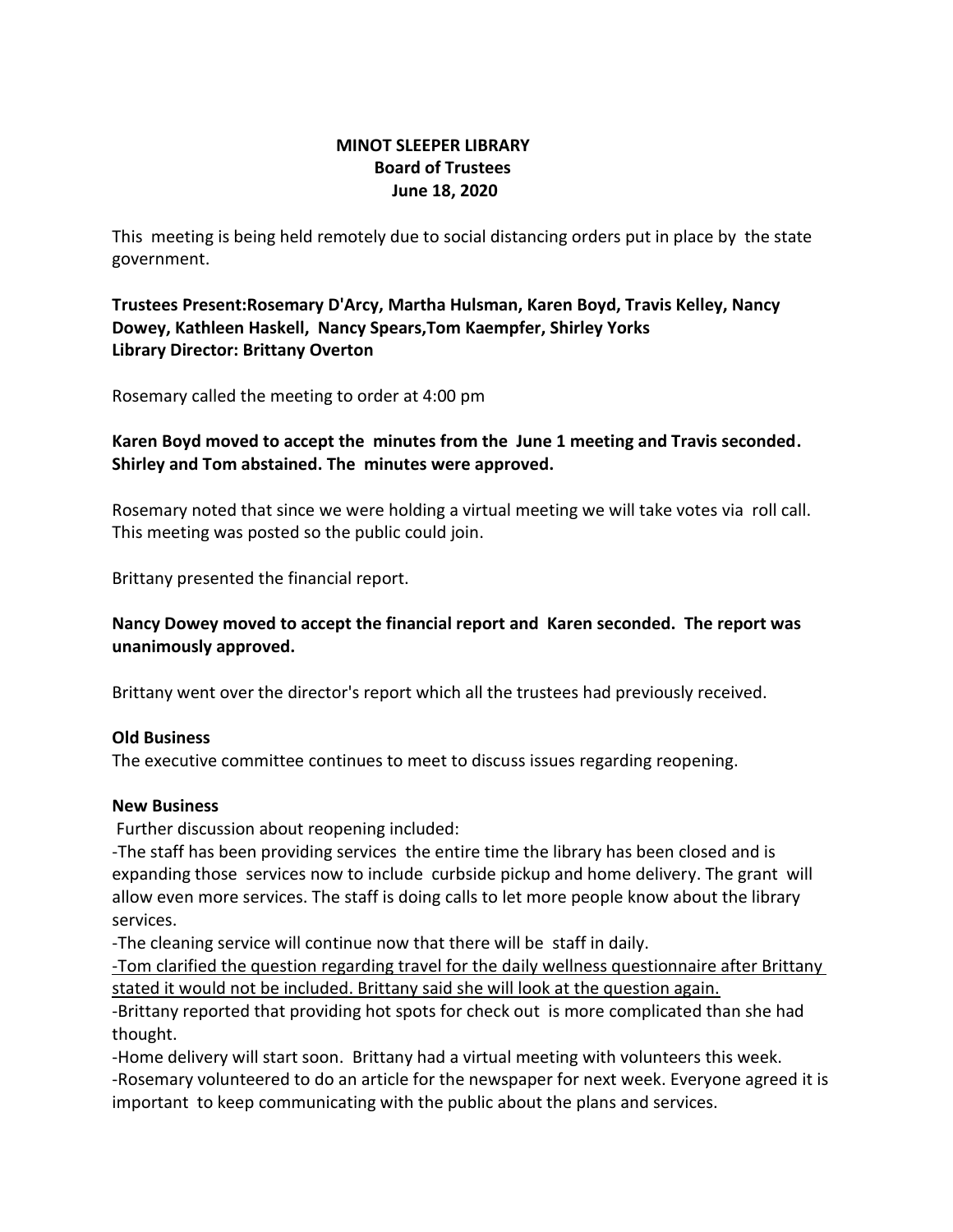**MINOT SLEEPER LIBRARY**
**Board of Trustees**
**June 18, 2020**

This meeting is being held remotely due to social distancing orders put in place by the state government.

**Trustees Present:Rosemary D'Arcy, Martha Hulsman, Karen Boyd, Travis Kelley, Nancy Dowey, Kathleen Haskell, Nancy Spears,Tom Kaempfer, Shirley Yorks**
**Library Director: Brittany Overton**

Rosemary called the meeting to order at 4:00 pm

**Karen Boyd moved to accept the minutes from the June 1 meeting and Travis seconded. Shirley and Tom abstained. The minutes were approved.**

Rosemary noted that since we were holding a virtual meeting we will take votes via roll call. This meeting was posted so the public could join.

Brittany presented the financial report.

**Nancy Dowey moved to accept the financial report and Karen seconded. The report was unanimously approved.**

Brittany went over the director's report which all the trustees had previously received.

**Old Business**
The executive committee continues to meet to discuss issues regarding reopening.

**New Business**
Further discussion about reopening included:
-The staff has been providing services the entire time the library has been closed and is expanding those services now to include curbside pickup and home delivery. The grant will allow even more services. The staff is doing calls to let more people know about the library services.
-The cleaning service will continue now that there will be staff in daily.
<u>-Tom clarified the question regarding travel for the daily wellness questionnaire after Brittany stated it would not be included. Brittany said she will look at the question again.</u>
-Brittany reported that providing hot spots for check out is more complicated than she had thought.
-Home delivery will start soon. Brittany had a virtual meeting with volunteers this week.
-Rosemary volunteered to do an article for the newspaper for next week. Everyone agreed it is important to keep communicating with the public about the plans and services.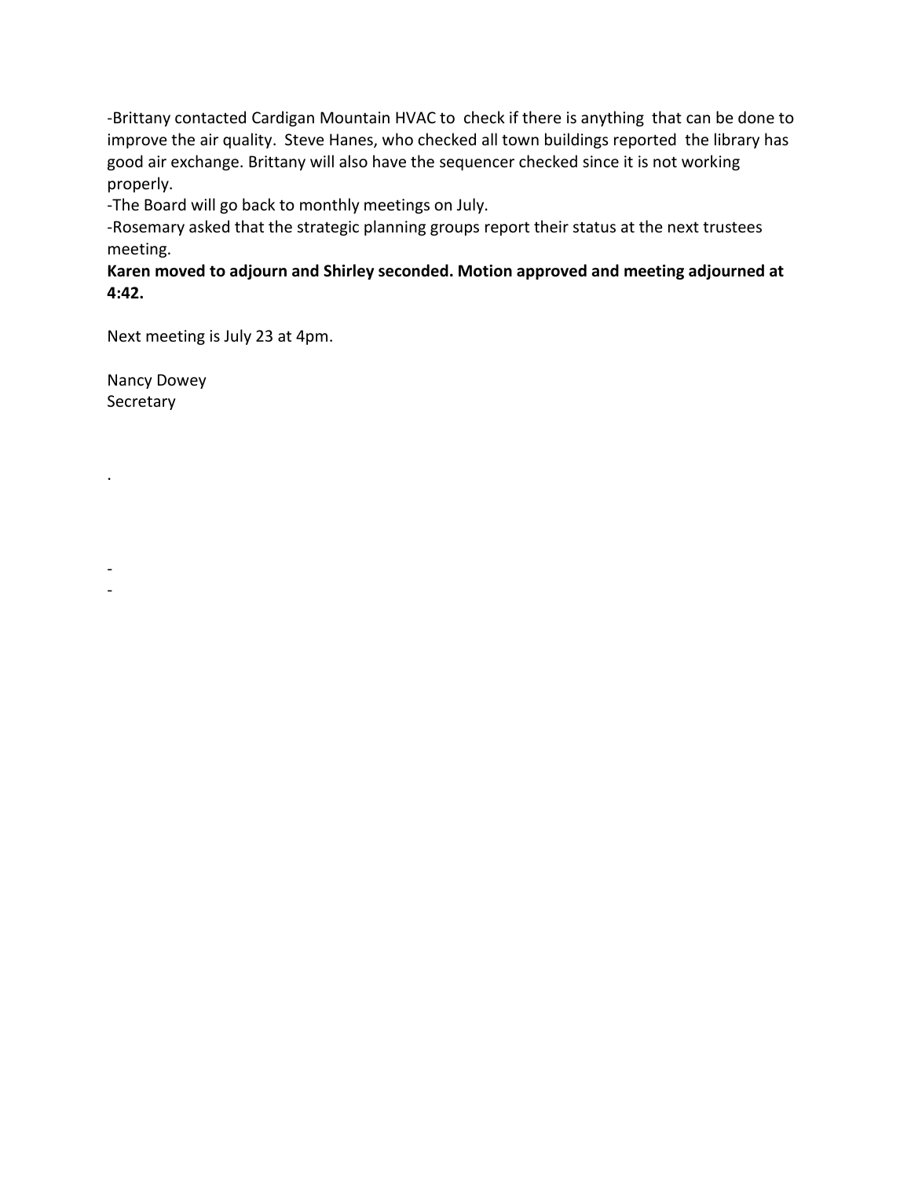-Brittany contacted Cardigan Mountain HVAC to check if there is anything that can be done to improve the air quality. Steve Hanes, who checked all town buildings reported the library has good air exchange. Brittany will also have the sequencer checked since it is not working properly.

-The Board will go back to monthly meetings on July.

-Rosemary asked that the strategic planning groups report their status at the next trustees meeting.

**Karen moved to adjourn and Shirley seconded. Motion approved and meeting adjourned at 4:42.**

Next meeting is July 23 at 4pm.

Nancy Dowey
Secretary

.

-
-